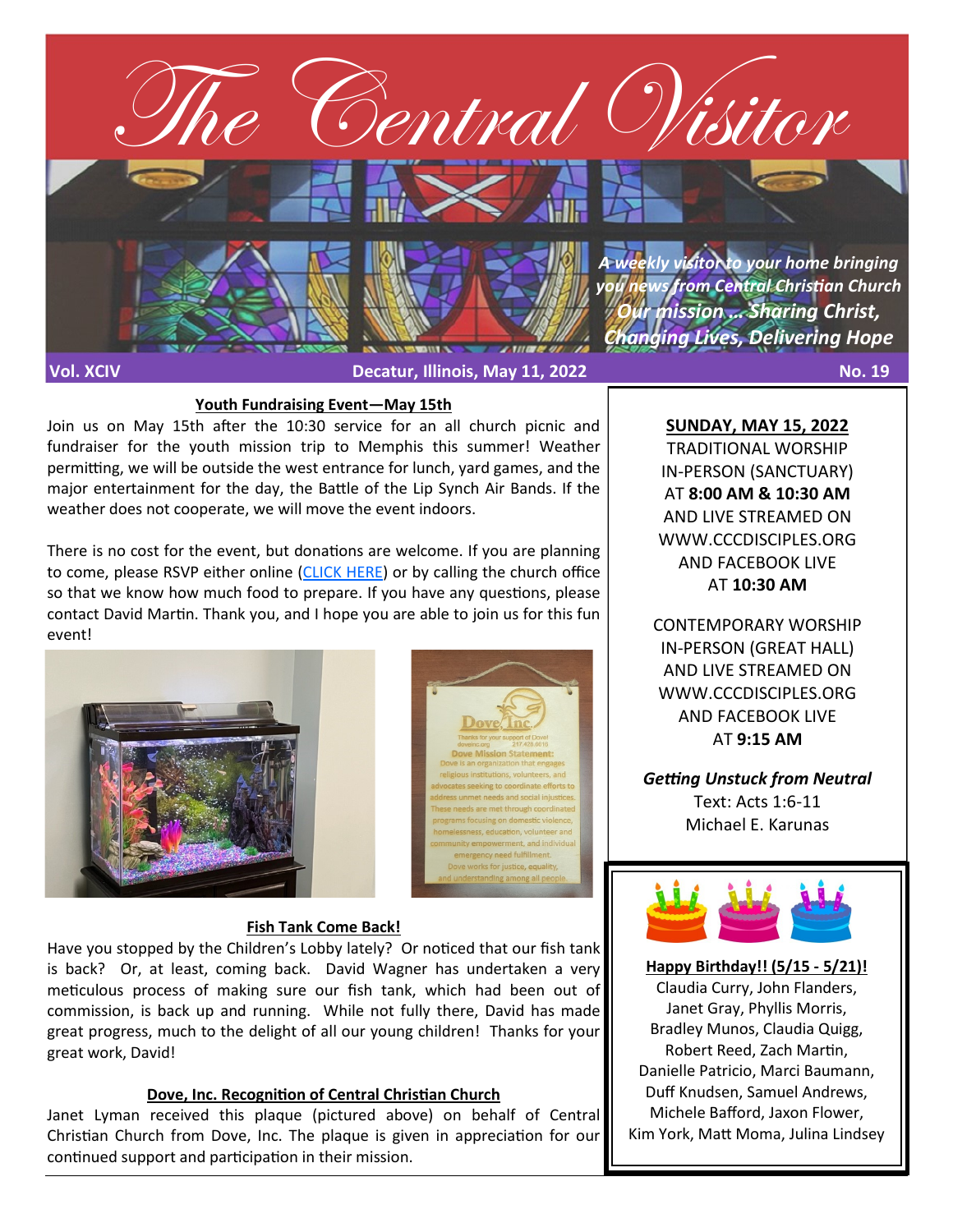# The Central Visitor

*A weekly visitor to your home bringing you news from Central Christian Church*
*Our mission ... Sharing Christ, Changing Lives, Delivering Hope*

**Vol. XCIV** **Decatur, Illinois, May 11, 2022** **No. 19**

## Youth Fundraising Event—May 15th

Join us on May 15th after the 10:30 service for an all church picnic and fundraiser for the youth mission trip to Memphis this summer! Weather permitting, we will be outside the west entrance for lunch, yard games, and the major entertainment for the day, the Battle of the Lip Synch Air Bands. If the weather does not cooperate, we will move the event indoors.

There is no cost for the event, but donations are welcome. If you are planning to come, please RSVP either online (CLICK HERE) or by calling the church office so that we know how much food to prepare. If you have any questions, please contact David Martin. Thank you, and I hope you are able to join us for this fun event!

## Fish Tank Come Back!

Have you stopped by the Children's Lobby lately? Or noticed that our fish tank is back? Or, at least, coming back. David Wagner has undertaken a very meticulous process of making sure our fish tank, which had been out of commission, is back up and running. While not fully there, David has made great progress, much to the delight of all our young children! Thanks for your great work, David!

## Dove, Inc. Recognition of Central Christian Church

Janet Lyman received this plaque (pictured above) on behalf of Central Christian Church from Dove, Inc. The plaque is given in appreciation for our continued support and participation in their mission.

---

**SUNDAY, MAY 15, 2022**

TRADITIONAL WORSHIP
IN-PERSON (SANCTUARY)
AT **8:00 AM & 10:30 AM**
AND LIVE STREAMED ON
WWW.CCCDISCIPLES.ORG
AND FACEBOOK LIVE
AT **10:30 AM**

CONTEMPORARY WORSHIP
IN-PERSON (GREAT HALL)
AND LIVE STREAMED ON
WWW.CCCDISCIPLES.ORG
AND FACEBOOK LIVE
AT **9:15 AM**

***Getting Unstuck from Neutral***
Text: Acts 1:6-11
Michael E. Karunas

---

**Happy Birthday!! (5/15 - 5/21)!**

Claudia Curry, John Flanders, Janet Gray, Phyllis Morris, Bradley Munos, Claudia Quigg, Robert Reed, Zach Martin, Danielle Patricio, Marci Baumann, Duff Knudsen, Samuel Andrews, Michele Bafford, Jaxon Flower, Kim York, Matt Moma, Julina Lindsey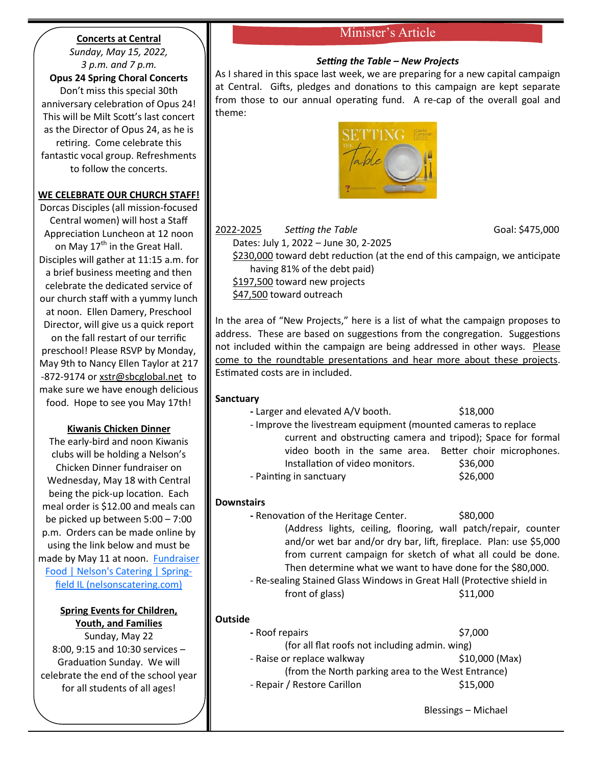**Concerts at Central**

*Sunday, May 15, 2022,*
*3 p.m. and 7 p.m.*

**Opus 24 Spring Choral Concerts**

Don't miss this special 30th anniversary celebration of Opus 24! This will be Milt Scott's last concert as the Director of Opus 24, as he is retiring. Come celebrate this fantastic vocal group. Refreshments to follow the concerts.

**WE CELEBRATE OUR CHURCH STAFF!**

Dorcas Disciples (all mission-focused Central women) will host a Staff Appreciation Luncheon at 12 noon on May 17th in the Great Hall. Disciples will gather at 11:15 a.m. for a brief business meeting and then celebrate the dedicated service of our church staff with a yummy lunch at noon. Ellen Damery, Preschool Director, will give us a quick report on the fall restart of our terrific preschool! Please RSVP by Monday, May 9th to Nancy Ellen Taylor at 217-872-9174 or xstr@sbcglobal.net to make sure we have enough delicious food. Hope to see you May 17th!

**Kiwanis Chicken Dinner**

The early-bird and noon Kiwanis clubs will be holding a Nelson's Chicken Dinner fundraiser on Wednesday, May 18 with Central being the pick-up location. Each meal order is $12.00 and meals can be picked up between 5:00 – 7:00 p.m. Orders can be made online by using the link below and must be made by May 11 at noon. Fundraiser Food | Nelson's Catering | Springfield IL (nelsonscatering.com)

**Spring Events for Children, Youth, and Families**

Sunday, May 22
8:00, 9:15 and 10:30 services – Graduation Sunday. We will celebrate the end of the school year for all students of all ages!

## Minister's Article

***Setting the Table – New Projects***

As I shared in this space last week, we are preparing for a new capital campaign at Central. Gifts, pledges and donations to this campaign are kept separate from those to our annual operating fund. A re-cap of the overall goal and theme:

2022-2025 *Setting the Table* Goal: $475,000

Dates: July 1, 2022 – June 30, 2-2025
$230,000 toward debt reduction (at the end of this campaign, we anticipate having 81% of the debt paid)
$197,500 toward new projects
$47,500 toward outreach

In the area of "New Projects," here is a list of what the campaign proposes to address. These are based on suggestions from the congregation. Suggestions not included within the campaign are being addressed in other ways. Please come to the roundtable presentations and hear more about these projects. Estimated costs are in included.

**Sanctuary**

- Larger and elevated A/V booth. $18,000
- Improve the livestream equipment (mounted cameras to replace current and obstructing camera and tripod); Space for formal video booth in the same area. Better choir microphones. Installation of video monitors. $36,000
- Painting in sanctuary $26,000

**Downstairs**

- Renovation of the Heritage Center. $80,000
  (Address lights, ceiling, flooring, wall patch/repair, counter and/or wet bar and/or dry bar, lift, fireplace. Plan: use $5,000 from current campaign for sketch of what all could be done. Then determine what we want to have done for the $80,000.
- Re-sealing Stained Glass Windows in Great Hall (Protective shield in front of glass) $11,000

**Outside**

- Roof repairs $7,000
  (for all flat roofs not including admin. wing)
- Raise or replace walkway $10,000 (Max)
  (from the North parking area to the West Entrance)
- Repair / Restore Carillon $15,000

Blessings – Michael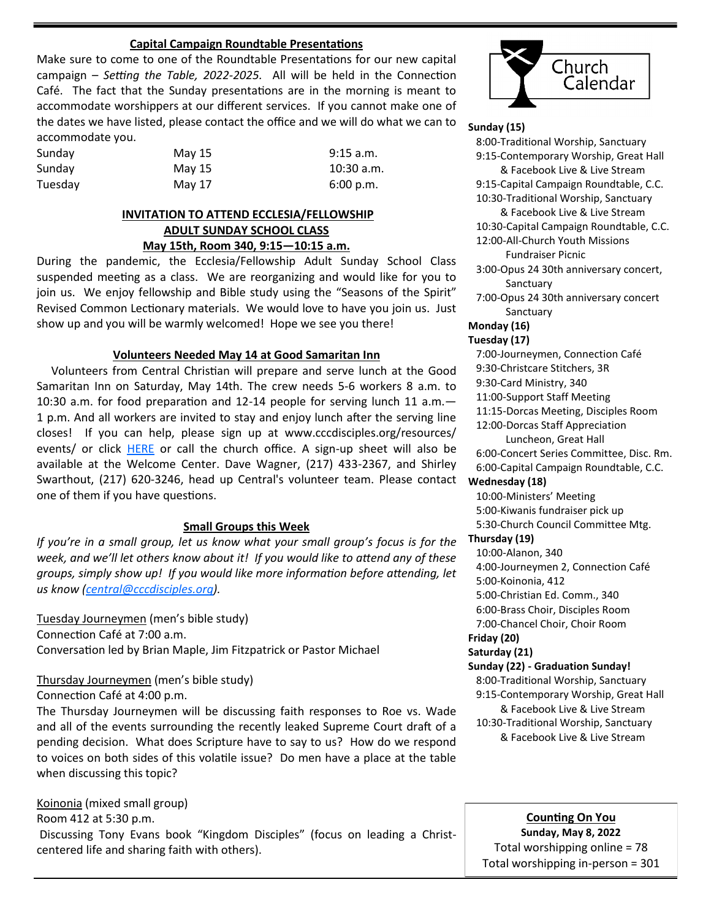## Capital Campaign Roundtable Presentations

Make sure to come to one of the Roundtable Presentations for our new capital campaign – *Setting the Table, 2022-2025.* All will be held in the Connection Café. The fact that the Sunday presentations are in the morning is meant to accommodate worshippers at our different services. If you cannot make one of the dates we have listed, please contact the office and we will do what we can to accommodate you.

| | | |
|---|---|---|
| Sunday | May 15 | 9:15 a.m. |
| Sunday | May 15 | 10:30 a.m. |
| Tuesday | May 17 | 6:00 p.m. |

## INVITATION TO ATTEND ECCLESIA/FELLOWSHIP ADULT SUNDAY SCHOOL CLASS
### May 15th, Room 340, 9:15—10:15 a.m.

During the pandemic, the Ecclesia/Fellowship Adult Sunday School Class suspended meeting as a class. We are reorganizing and would like for you to join us. We enjoy fellowship and Bible study using the "Seasons of the Spirit" Revised Common Lectionary materials. We would love to have you join us. Just show up and you will be warmly welcomed! Hope we see you there!

## Volunteers Needed May 14 at Good Samaritan Inn

Volunteers from Central Christian will prepare and serve lunch at the Good Samaritan Inn on Saturday, May 14th. The crew needs 5-6 workers 8 a.m. to 10:30 a.m. for food preparation and 12-14 people for serving lunch 11 a.m.—1 p.m. And all workers are invited to stay and enjoy lunch after the serving line closes! If you can help, please sign up at www.cccdisciples.org/resources/events/ or click HERE or call the church office. A sign-up sheet will also be available at the Welcome Center. Dave Wagner, (217) 433-2367, and Shirley Swarthout, (217) 620-3246, head up Central's volunteer team. Please contact one of them if you have questions.

## Small Groups this Week

*If you're in a small group, let us know what your small group's focus is for the week, and we'll let others know about it! If you would like to attend any of these groups, simply show up! If you would like more information before attending, let us know (central@cccdisciples.org).*

Tuesday Journeymen (men's bible study)
Connection Café at 7:00 a.m.
Conversation led by Brian Maple, Jim Fitzpatrick or Pastor Michael

Thursday Journeymen (men's bible study)
Connection Café at 4:00 p.m.
The Thursday Journeymen will be discussing faith responses to Roe vs. Wade and all of the events surrounding the recently leaked Supreme Court draft of a pending decision. What does Scripture have to say to us? How do we respond to voices on both sides of this volatile issue? Do men have a place at the table when discussing this topic?

Koinonia (mixed small group)
Room 412 at 5:30 p.m.
Discussing Tony Evans book "Kingdom Disciples" (focus on leading a Christ-centered life and sharing faith with others).

## Church Calendar

**Sunday (15)**
- 8:00-Traditional Worship, Sanctuary
- 9:15-Contemporary Worship, Great Hall & Facebook Live & Live Stream
- 9:15-Capital Campaign Roundtable, C.C.
- 10:30-Traditional Worship, Sanctuary & Facebook Live & Live Stream
- 10:30-Capital Campaign Roundtable, C.C.
- 12:00-All-Church Youth Missions Fundraiser Picnic
- 3:00-Opus 24 30th anniversary concert, Sanctuary
- 7:00-Opus 24 30th anniversary concert Sanctuary

**Monday (16)**

**Tuesday (17)**
- 7:00-Journeymen, Connection Café
- 9:30-Christcare Stitchers, 3R
- 9:30-Card Ministry, 340
- 11:00-Support Staff Meeting
- 11:15-Dorcas Meeting, Disciples Room
- 12:00-Dorcas Staff Appreciation Luncheon, Great Hall
- 6:00-Concert Series Committee, Disc. Rm.
- 6:00-Capital Campaign Roundtable, C.C.

**Wednesday (18)**
- 10:00-Ministers' Meeting
- 5:00-Kiwanis fundraiser pick up
- 5:30-Church Council Committee Mtg.

**Thursday (19)**
- 10:00-Alanon, 340
- 4:00-Journeymen 2, Connection Café
- 5:00-Koinonia, 412
- 5:00-Christian Ed. Comm., 340
- 6:00-Brass Choir, Disciples Room
- 7:00-Chancel Choir, Choir Room

**Friday (20)**

**Saturday (21)**

**Sunday (22) - Graduation Sunday!**
- 8:00-Traditional Worship, Sanctuary
- 9:15-Contemporary Worship, Great Hall & Facebook Live & Live Stream
- 10:30-Traditional Worship, Sanctuary & Facebook Live & Live Stream

## Counting On You

**Sunday, May 8, 2022**
Total worshipping online = 78
Total worshipping in-person = 301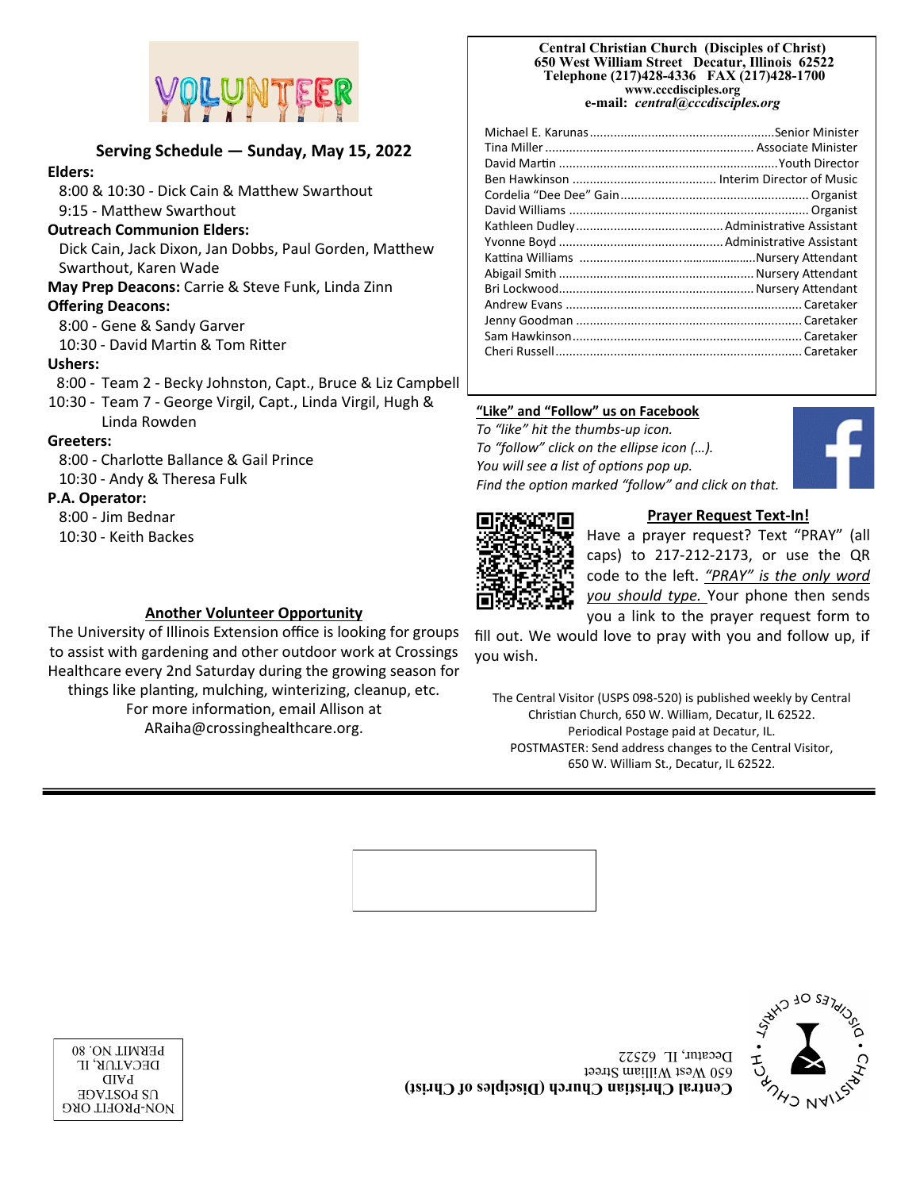VOLUNTEER

## Serving Schedule — Sunday, May 15, 2022

**Elders:**
8:00 & 10:30 - Dick Cain & Matthew Swarthout
9:15 - Matthew Swarthout

**Outreach Communion Elders:**
Dick Cain, Jack Dixon, Jan Dobbs, Paul Gorden, Matthew Swarthout, Karen Wade

**May Prep Deacons:** Carrie & Steve Funk, Linda Zinn

**Offering Deacons:**
8:00 - Gene & Sandy Garver
10:30 - David Martin & Tom Ritter

**Ushers:**
8:00 - Team 2 - Becky Johnston, Capt., Bruce & Liz Campbell
10:30 - Team 7 - George Virgil, Capt., Linda Virgil, Hugh & Linda Rowden

**Greeters:**
8:00 - Charlotte Ballance & Gail Prince
10:30 - Andy & Theresa Fulk

**P.A. Operator:**
8:00 - Jim Bednar
10:30 - Keith Backes

### Another Volunteer Opportunity

The University of Illinois Extension office is looking for groups to assist with gardening and other outdoor work at Crossings Healthcare every 2nd Saturday during the growing season for things like planting, mulching, winterizing, cleanup, etc. For more information, email Allison at ARaiha@crossinghealthcare.org.

**Central Christian Church (Disciples of Christ)**
**650 West William Street Decatur, Illinois 62522**
**Telephone (217)428-4336 FAX (217)428-1700**
**www.cccdisciples.org**
**e-mail:** *central@cccdisciples.org*

| | |
|---|---|
| Michael E. Karunas | Senior Minister |
| Tina Miller | Associate Minister |
| David Martin | Youth Director |
| Ben Hawkinson | Interim Director of Music |
| Cordelia "Dee Dee" Gain | Organist |
| David Williams | Organist |
| Kathleen Dudley | Administrative Assistant |
| Yvonne Boyd | Administrative Assistant |
| Kattina Williams | Nursery Attendant |
| Abigail Smith | Nursery Attendant |
| Bri Lockwood | Nursery Attendant |
| Andrew Evans | Caretaker |
| Jenny Goodman | Caretaker |
| Sam Hawkinson | Caretaker |
| Cheri Russell | Caretaker |

**"Like" and "Follow" us on Facebook**
*To "like" hit the thumbs-up icon.*
*To "follow" click on the ellipse icon (…).*
*You will see a list of options pop up.*
*Find the option marked "follow" and click on that.*

**Prayer Request Text-In!**
Have a prayer request? Text "PRAY" (all caps) to 217-212-2173, or use the QR code to the left. *"PRAY" is the only word you should type.* Your phone then sends you a link to the prayer request form to fill out. We would love to pray with you and follow up, if you wish.

The Central Visitor (USPS 098-520) is published weekly by Central Christian Church, 650 W. William, Decatur, IL 62522.
Periodical Postage paid at Decatur, IL.
POSTMASTER: Send address changes to the Central Visitor, 650 W. William St., Decatur, IL 62522.

NON-PROFIT ORG
US POSTAGE
PAID
DECATUR, IL
PERMIT NO. 80

**Central Christian Church (Disciples of Christ)**
650 West William Street
Decatur, IL 62522

DISCIPLES OF CHRIST • CHRISTIAN CHURCH •